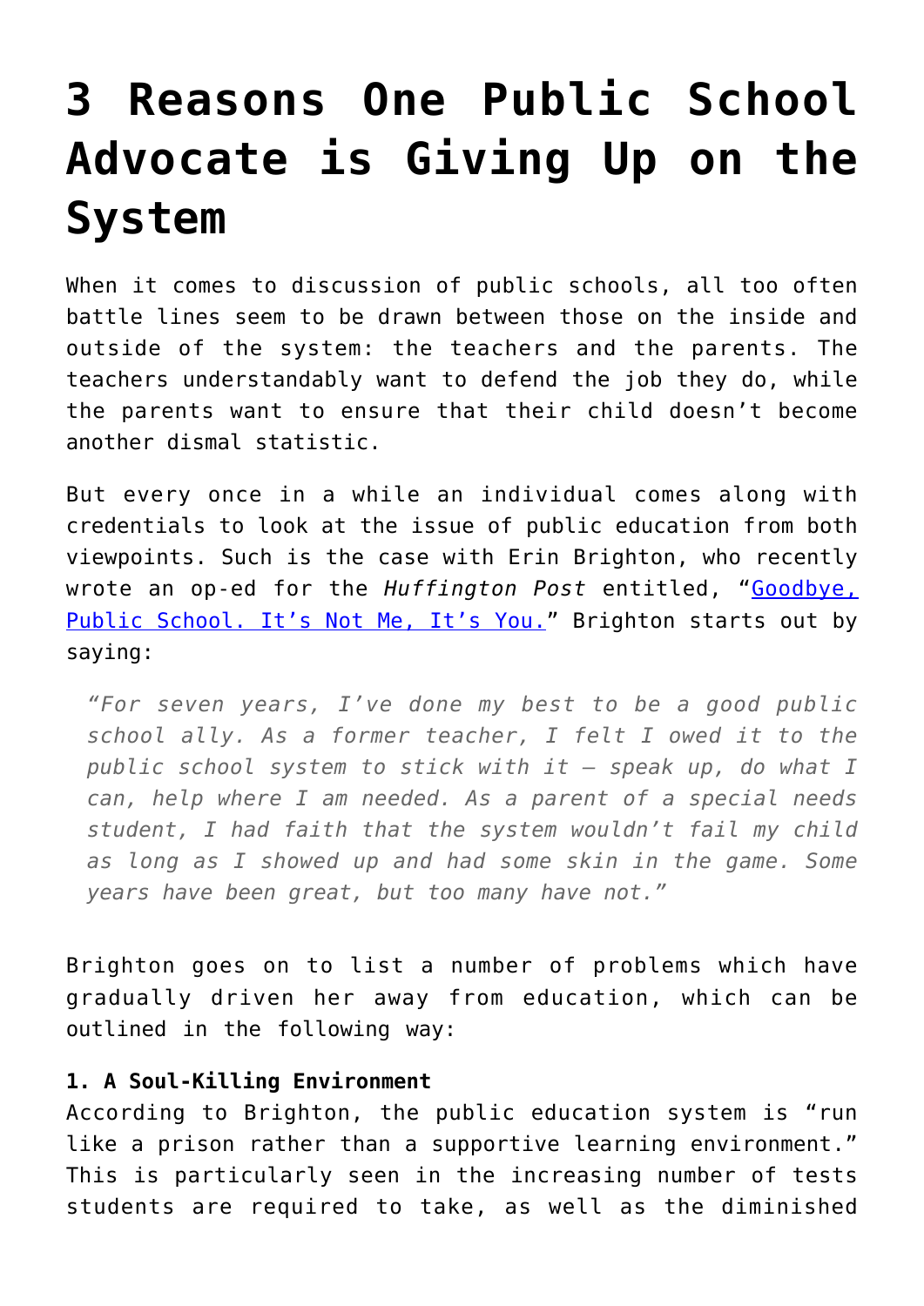# 3 Reasons One Public School Advocate is Giving Up on the System

When it comes to discussion of public schools, all too often battle lines seem to be drawn between those on the inside and outside of the system: the teachers and the parents. The teachers understandably want to defend the job they do, while the parents want to ensure that their child doesn't become another dismal statistic.

But every once in a while an individual comes along with credentials to look at the issue of public education from both viewpoints. Such is the case with Erin Brighton, who recently wrote an op-ed for the *Huffington Post* entitled, "[Goodbye, Public School. It's Not Me, It's You.]" Brighton starts out by saying:

> *"For seven years, I've done my best to be a good public school ally. As a former teacher, I felt I owed it to the public school system to stick with it – speak up, do what I can, help where I am needed. As a parent of a special needs student, I had faith that the system wouldn't fail my child as long as I showed up and had some skin in the game. Some years have been great, but too many have not."*

Brighton goes on to list a number of problems which have gradually driven her away from education, which can be outlined in the following way:

**1. A Soul-Killing Environment**
According to Brighton, the public education system is "run like a prison rather than a supportive learning environment." This is particularly seen in the increasing number of tests students are required to take, as well as the diminished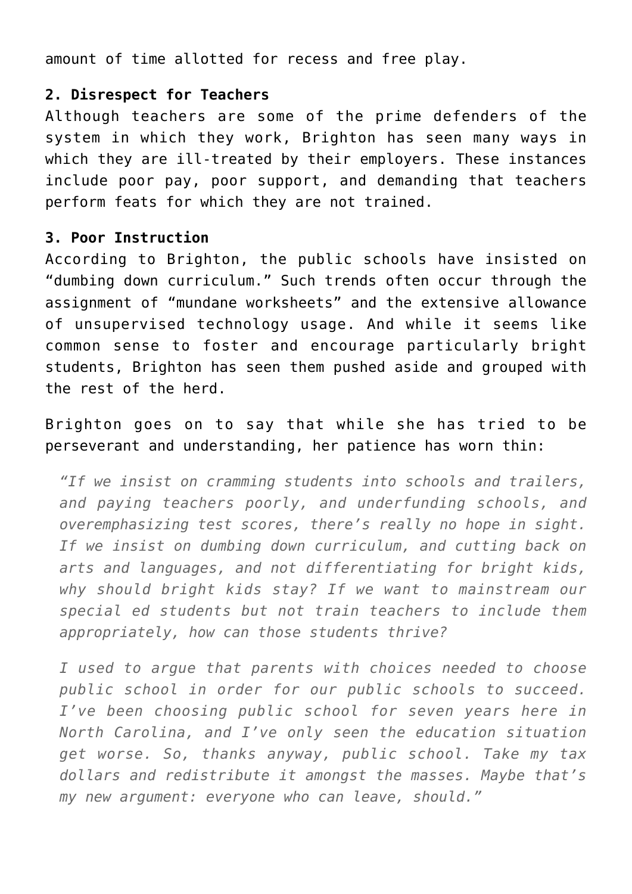amount of time allotted for recess and free play.

**2. Disrespect for Teachers**
Although teachers are some of the prime defenders of the system in which they work, Brighton has seen many ways in which they are ill-treated by their employers. These instances include poor pay, poor support, and demanding that teachers perform feats for which they are not trained.

**3. Poor Instruction**
According to Brighton, the public schools have insisted on "dumbing down curriculum." Such trends often occur through the assignment of "mundane worksheets" and the extensive allowance of unsupervised technology usage. And while it seems like common sense to foster and encourage particularly bright students, Brighton has seen them pushed aside and grouped with the rest of the herd.

Brighton goes on to say that while she has tried to be perseverant and understanding, her patience has worn thin:

> *"If we insist on cramming students into schools and trailers, and paying teachers poorly, and underfunding schools, and overemphasizing test scores, there's really no hope in sight. If we insist on dumbing down curriculum, and cutting back on arts and languages, and not differentiating for bright kids, why should bright kids stay? If we want to mainstream our special ed students but not train teachers to include them appropriately, how can those students thrive?*
>
> *I used to argue that parents with choices needed to choose public school in order for our public schools to succeed. I've been choosing public school for seven years here in North Carolina, and I've only seen the education situation get worse. So, thanks anyway, public school. Take my tax dollars and redistribute it amongst the masses. Maybe that's my new argument: everyone who can leave, should."*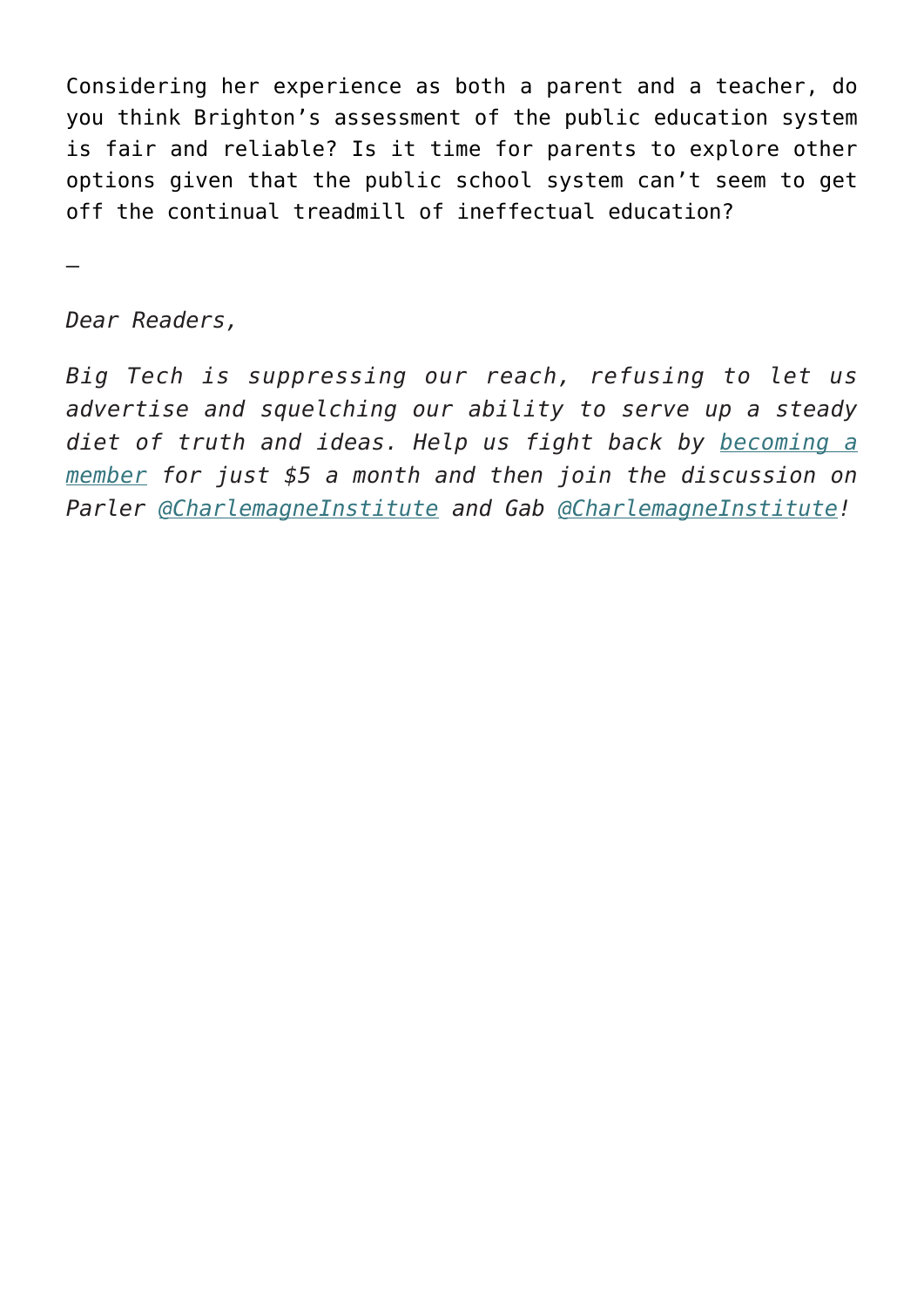Considering her experience as both a parent and a teacher, do you think Brighton's assessment of the public education system is fair and reliable? Is it time for parents to explore other options given that the public school system can't seem to get off the continual treadmill of ineffectual education?

—

*Dear Readers,*

*Big Tech is suppressing our reach, refusing to let us advertise and squelching our ability to serve up a steady diet of truth and ideas. Help us fight back by becoming a member for just $5 a month and then join the discussion on Parler @CharlemagneInstitute and Gab @CharlemagneInstitute!*